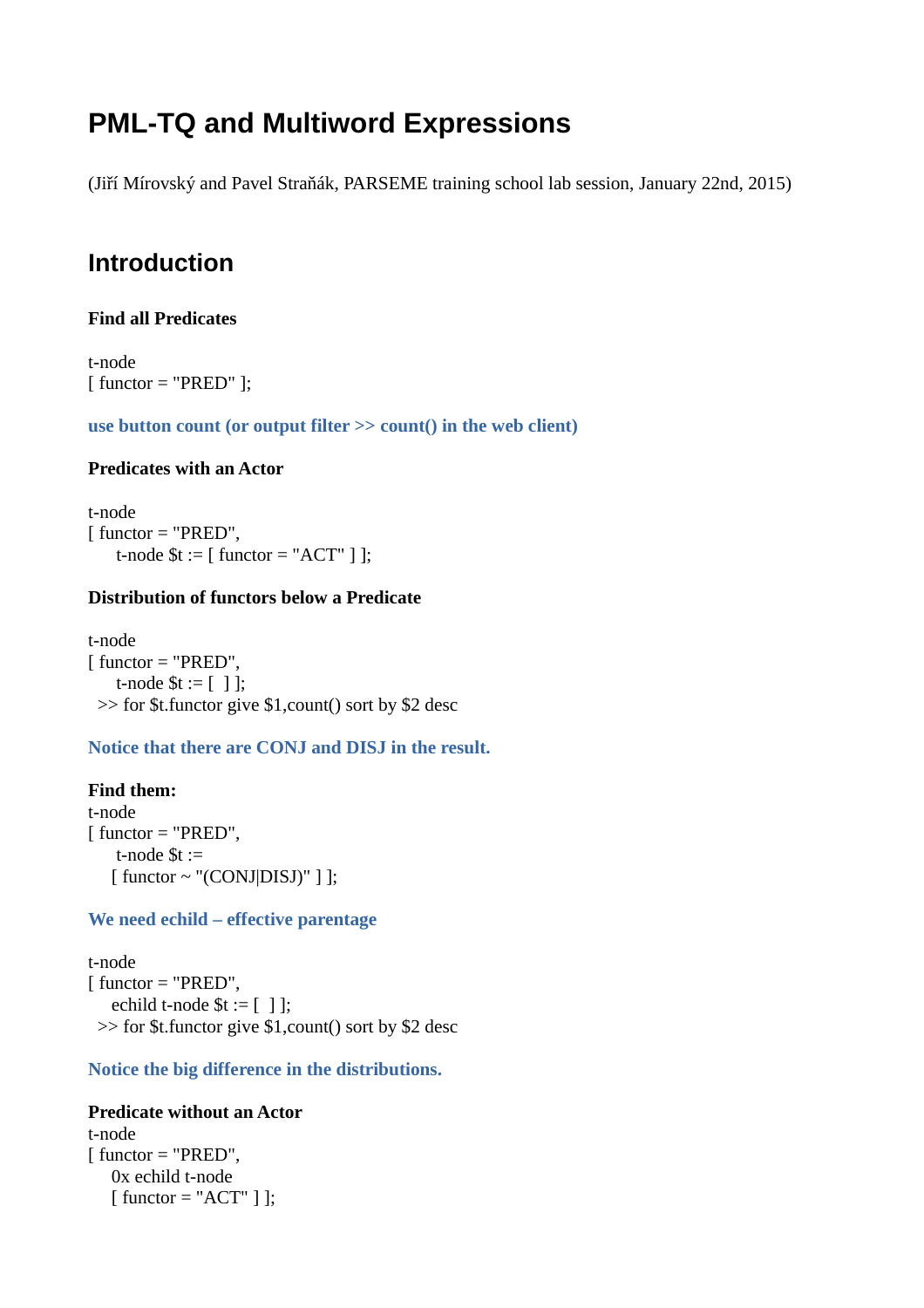# PML-TQ and Multiword Expressions

(Jiří Mírovský and Pavel Straňák, PARSEME training school lab session, January 22nd, 2015)

## Introduction

### Find all Predicates

```
t-node
[ functor = "PRED" ];
```

**use button count (or output filter >> count() in the web client)**

### Predicates with an Actor

```
t-node
[ functor = "PRED",
    t-node $t := [ functor = "ACT" ] ];
```

### Distribution of functors below a Predicate

```
t-node
[ functor = "PRED",
    t-node $t := [  ] ];
  >> for $t.functor give $1,count() sort by $2 desc
```

**Notice that there are CONJ and DISJ in the result.**

**Find them:**

```
t-node
[ functor = "PRED",
    t-node $t :=
   [ functor ~ "(CONJ|DISJ)" ] ];
```

**We need echild – effective parentage**

```
t-node
[ functor = "PRED",
   echild t-node $t := [  ] ];
  >> for $t.functor give $1,count() sort by $2 desc
```

**Notice the big difference in the distributions.**

**Predicate without an Actor**

```
t-node
[ functor = "PRED",
   0x echild t-node
   [ functor = "ACT" ] ];
```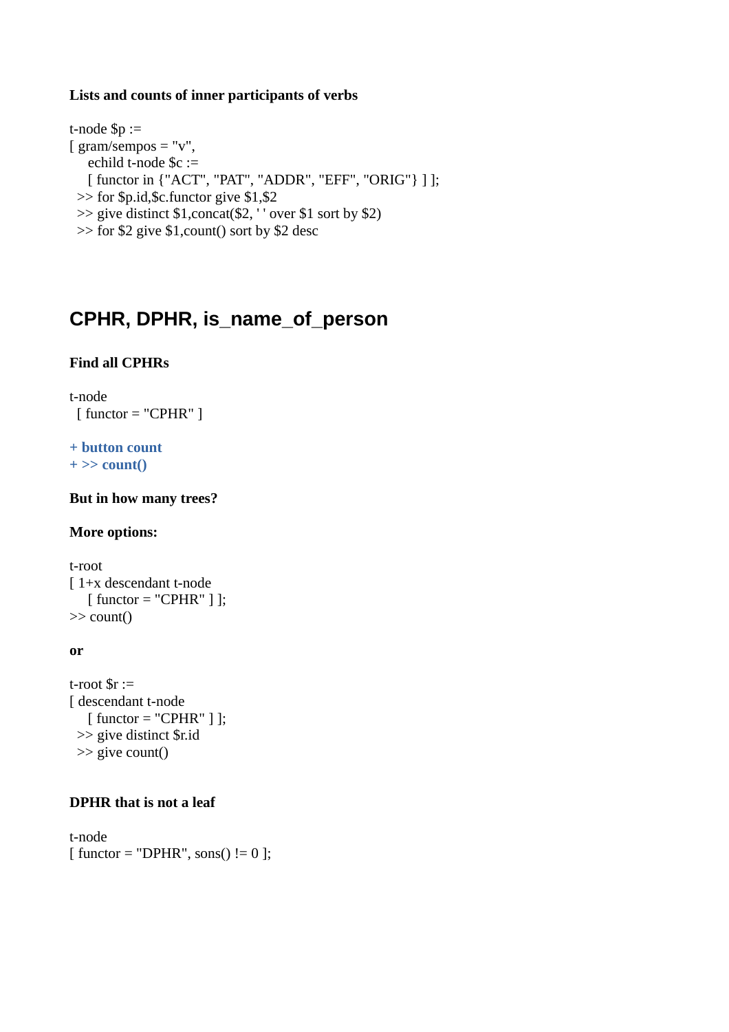**Lists and counts of inner participants of verbs**

```
t-node $p :=
[ gram/sempos = "v",
    echild t-node $c :=
    [ functor in {"ACT", "PAT", "ADDR", "EFF", "ORIG"} ] ];
  >> for $p.id,$c.functor give $1,$2
  >> give distinct $1,concat($2, ' ' over $1 sort by $2)
  >> for $2 give $1,count() sort by $2 desc
```

## CPHR, DPHR, is_name_of_person

**Find all CPHRs**

```
t-node
  [ functor = "CPHR" ]
```

**+ button count**
**+ >> count()**

**But in how many trees?**

**More options:**

```
t-root
[ 1+x descendant t-node
    [ functor = "CPHR" ] ];
>> count()
```

**or**

```
t-root $r :=
[ descendant t-node
    [ functor = "CPHR" ] ];
  >> give distinct $r.id
  >> give count()
```

**DPHR that is not a leaf**

```
t-node
[ functor = "DPHR", sons() != 0 ];
```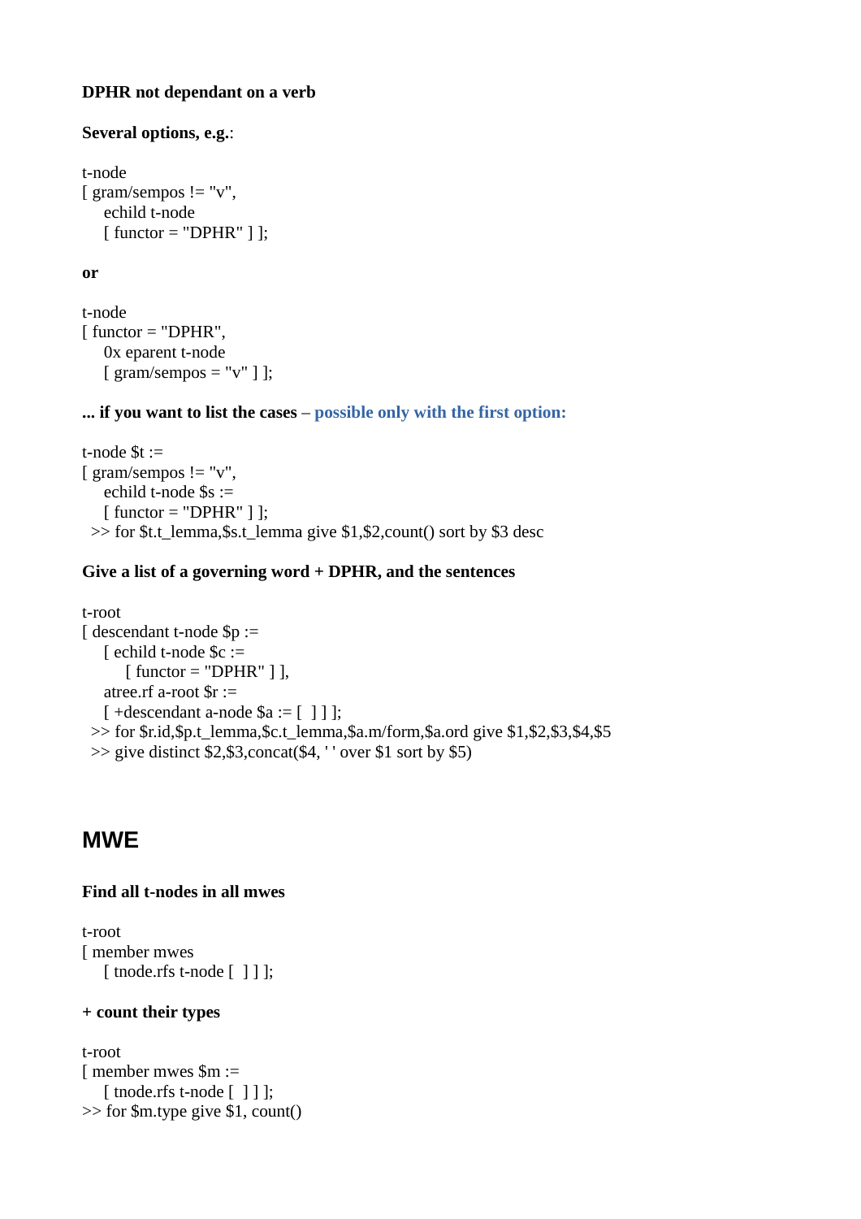**DPHR not dependant on a verb**

**Several options, e.g.**:

```
t-node
[ gram/sempos != "v",
    echild t-node
    [ functor = "DPHR" ] ];
```

**or**

```
t-node
[ functor = "DPHR",
    0x eparent t-node
    [ gram/sempos = "v" ] ];
```

**... if you want to list the cases – possible only with the first option:**

```
t-node $t :=
[ gram/sempos != "v",
    echild t-node $s :=
    [ functor = "DPHR" ] ];
  >> for $t.t_lemma,$s.t_lemma give $1,$2,count() sort by $3 desc
```

**Give a list of a governing word + DPHR, and the sentences**

```
t-root
[ descendant t-node $p :=
    [ echild t-node $c :=
        [ functor = "DPHR" ] ],
    atree.rf a-root $r :=
    [ +descendant a-node $a := [  ] ] ];
  >> for $r.id,$p.t_lemma,$c.t_lemma,$a.m/form,$a.ord give $1,$2,$3,$4,$5
  >> give distinct $2,$3,concat($4, ' ' over $1 sort by $5)
```

# MWE

**Find all t-nodes in all mwes**

```
t-root
[ member mwes
    [ tnode.rfs t-node [  ] ] ];
```

**+ count their types**

```
t-root
[ member mwes $m :=
    [ tnode.rfs t-node [  ] ] ];
>> for $m.type give $1, count()
```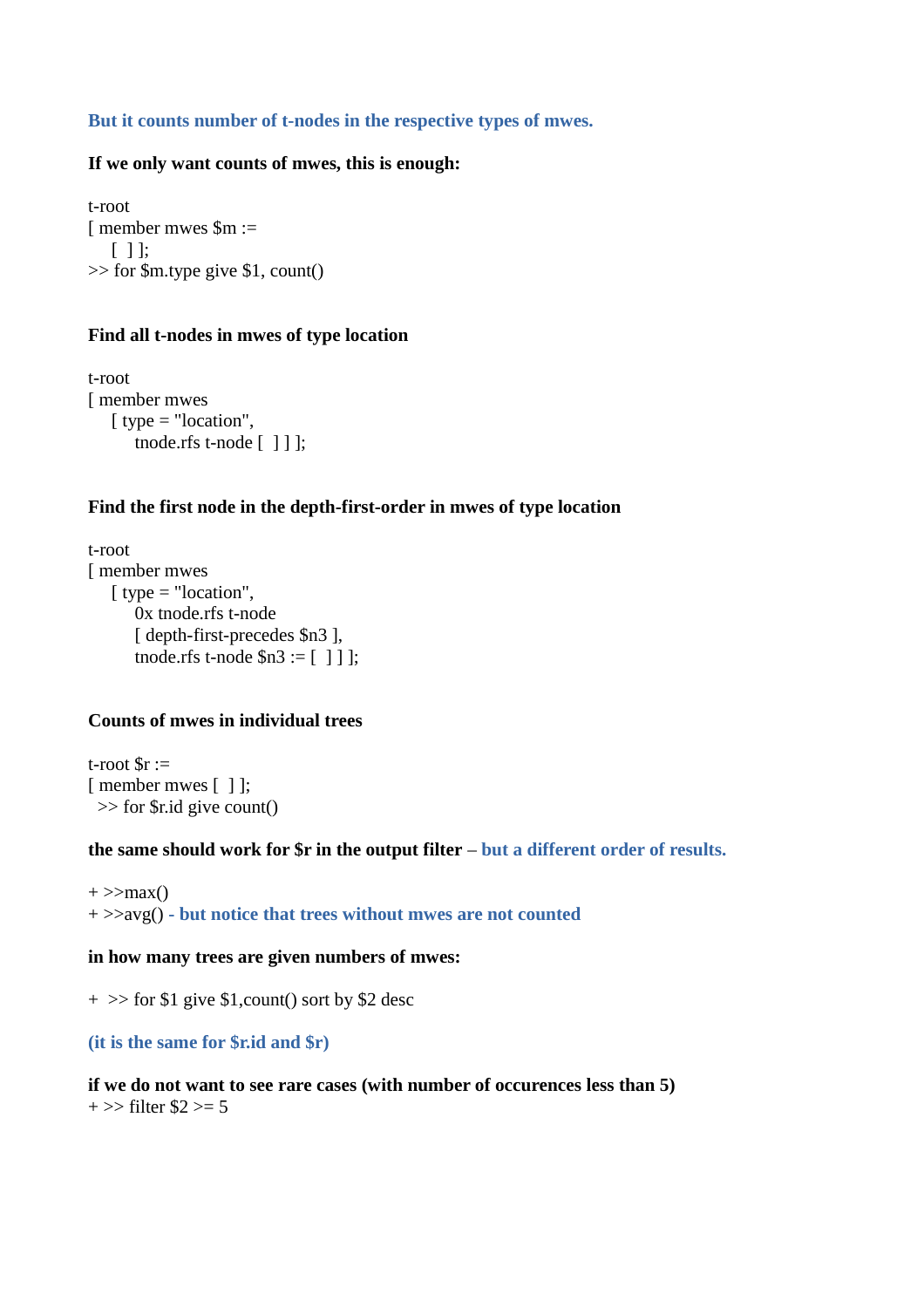**But it counts number of t-nodes in the respective types of mwes.**

**If we only want counts of mwes, this is enough:**

```
t-root
[ member mwes $m :=
    [ ] ];
>> for $m.type give $1, count()
```

**Find all t-nodes in mwes of type location**

```
t-root
[ member mwes
    [ type = "location",
        tnode.rfs t-node [  ] ] ];
```

**Find the first node in the depth-first-order in mwes of type location**

```
t-root
[ member mwes
    [ type = "location",
        0x tnode.rfs t-node
        [ depth-first-precedes $n3 ],
        tnode.rfs t-node $n3 := [  ] ] ];
```

**Counts of mwes in individual trees**

```
t-root $r :=
[ member mwes [  ] ];
  >> for $r.id give count()
```

**the same should work for $r in the output filter – but a different order of results.**

```
+ >>max()
```

```
+ >>avg()
```

\- **but notice that trees without mwes are not counted**

**in how many trees are given numbers of mwes:**

```
+  >> for $1 give $1,count() sort by $2 desc
```

**(it is the same for $r.id and $r)**

**if we do not want to see rare cases (with number of occurences less than 5)**

```
+ >> filter $2 >= 5
```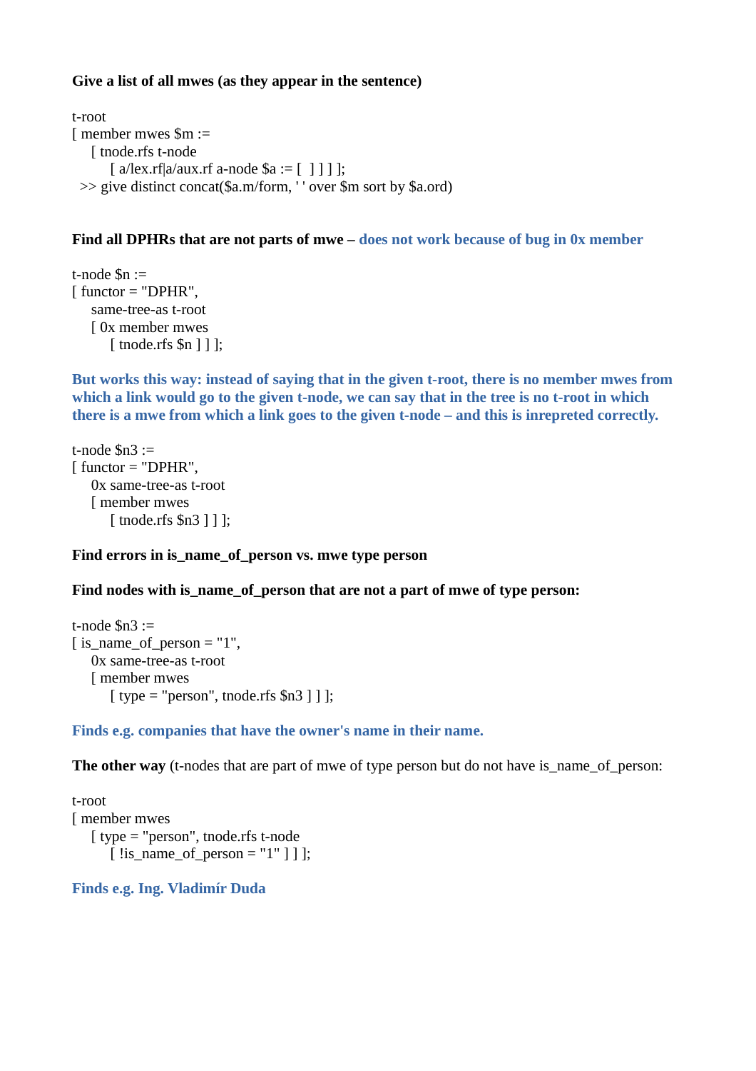**Give a list of all mwes (as they appear in the sentence)**

```
t-root
[ member mwes $m :=
    [ tnode.rfs t-node
        [ a/lex.rf|a/aux.rf a-node $a := [  ] ] ] ];
  >> give distinct concat($a.m/form, ' ' over $m sort by $a.ord)
```

**Find all DPHRs that are not parts of mwe – does not work because of bug in 0x member**

```
t-node $n :=
[ functor = "DPHR",
    same-tree-as t-root
    [ 0x member mwes
        [ tnode.rfs $n ] ] ];
```

**But works this way: instead of saying that in the given t-root, there is no member mwes from which a link would go to the given t-node, we can say that in the tree is no t-root in which there is a mwe from which a link goes to the given t-node – and this is inrepreted correctly.**

```
t-node $n3 :=
[ functor = "DPHR",
    0x same-tree-as t-root
    [ member mwes
        [ tnode.rfs $n3 ] ] ];
```

**Find errors in is_name_of_person vs. mwe type person**

**Find nodes with is_name_of_person that are not a part of mwe of type person:**

```
t-node $n3 :=
[ is_name_of_person = "1",
    0x same-tree-as t-root
    [ member mwes
        [ type = "person", tnode.rfs $n3 ] ] ];
```

**Finds e.g. companies that have the owner's name in their name.**

**The other way** (t-nodes that are part of mwe of type person but do not have is_name_of_person:

```
t-root
[ member mwes
    [ type = "person", tnode.rfs t-node
        [ !is_name_of_person = "1" ] ] ];
```

**Finds e.g. Ing. Vladimír Duda**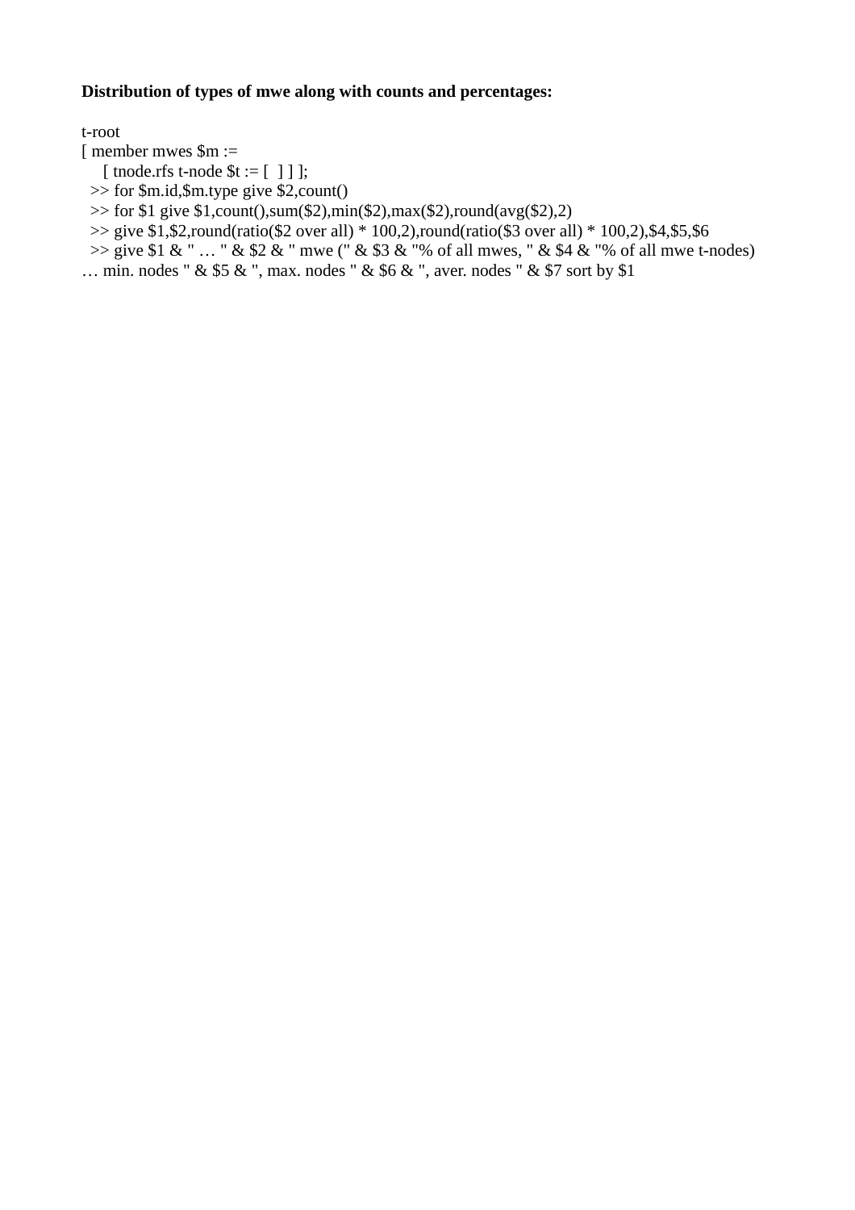**Distribution of types of mwe along with counts and percentages:**

```
t-root
[ member mwes $m :=
    [ tnode.rfs t-node $t := [  ] ] ];
  >> for $m.id,$m.type give $2,count()
  >> for $1 give $1,count(),sum($2),min($2),max($2),round(avg($2),2)
  >> give $1,$2,round(ratio($2 over all) * 100,2),round(ratio($3 over all) * 100,2),$4,$5,$6
  >> give $1 & " … " & $2 & " mwe (" & $3 & "% of all mwes, " & $4 & "% of all mwe t-nodes)
… min. nodes " & $5 & ", max. nodes " & $6 & ", aver. nodes " & $7 sort by $1
```